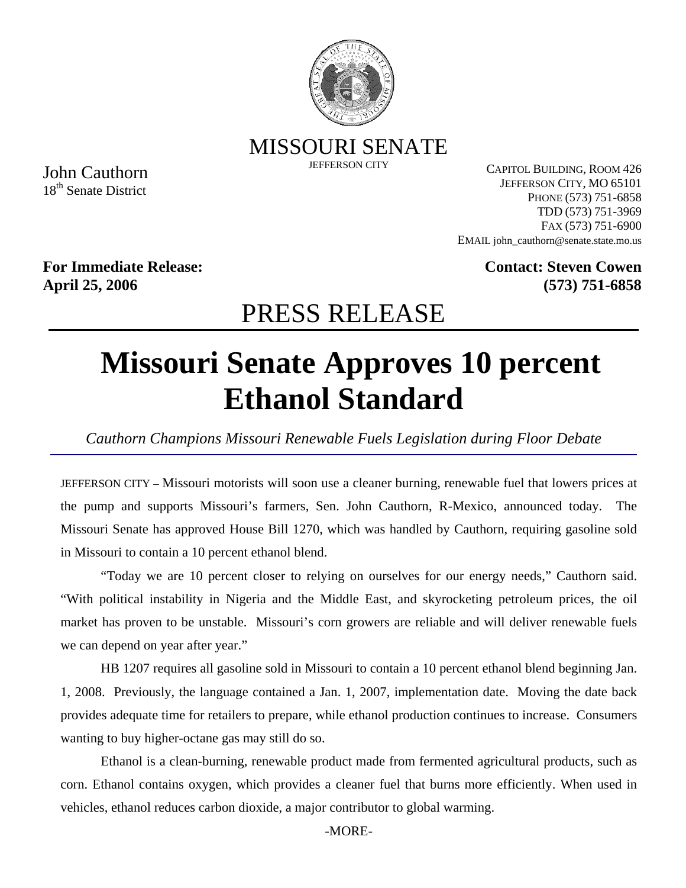MISSOURI SENATE
JEFFERSON CITY

John Cauthorn
18th Senate District

CAPITOL BUILDING, ROOM 426
JEFFERSON CITY, MO 65101
PHONE (573) 751-6858
TDD (573) 751-3969
FAX (573) 751-6900
EMAIL john_cauthorn@senate.state.mo.us

**For Immediate Release:**
**April 25, 2006**

**Contact: Steven Cowen**
**(573) 751-6858**

# PRESS RELEASE

# Missouri Senate Approves 10 percent Ethanol Standard

*Cauthorn Champions Missouri Renewable Fuels Legislation during Floor Debate*

JEFFERSON CITY – Missouri motorists will soon use a cleaner burning, renewable fuel that lowers prices at the pump and supports Missouri's farmers, Sen. John Cauthorn, R-Mexico, announced today. The Missouri Senate has approved House Bill 1270, which was handled by Cauthorn, requiring gasoline sold in Missouri to contain a 10 percent ethanol blend.

"Today we are 10 percent closer to relying on ourselves for our energy needs," Cauthorn said. "With political instability in Nigeria and the Middle East, and skyrocketing petroleum prices, the oil market has proven to be unstable. Missouri's corn growers are reliable and will deliver renewable fuels we can depend on year after year."

HB 1207 requires all gasoline sold in Missouri to contain a 10 percent ethanol blend beginning Jan. 1, 2008. Previously, the language contained a Jan. 1, 2007, implementation date. Moving the date back provides adequate time for retailers to prepare, while ethanol production continues to increase. Consumers wanting to buy higher-octane gas may still do so.

Ethanol is a clean-burning, renewable product made from fermented agricultural products, such as corn. Ethanol contains oxygen, which provides a cleaner fuel that burns more efficiently. When used in vehicles, ethanol reduces carbon dioxide, a major contributor to global warming.

-MORE-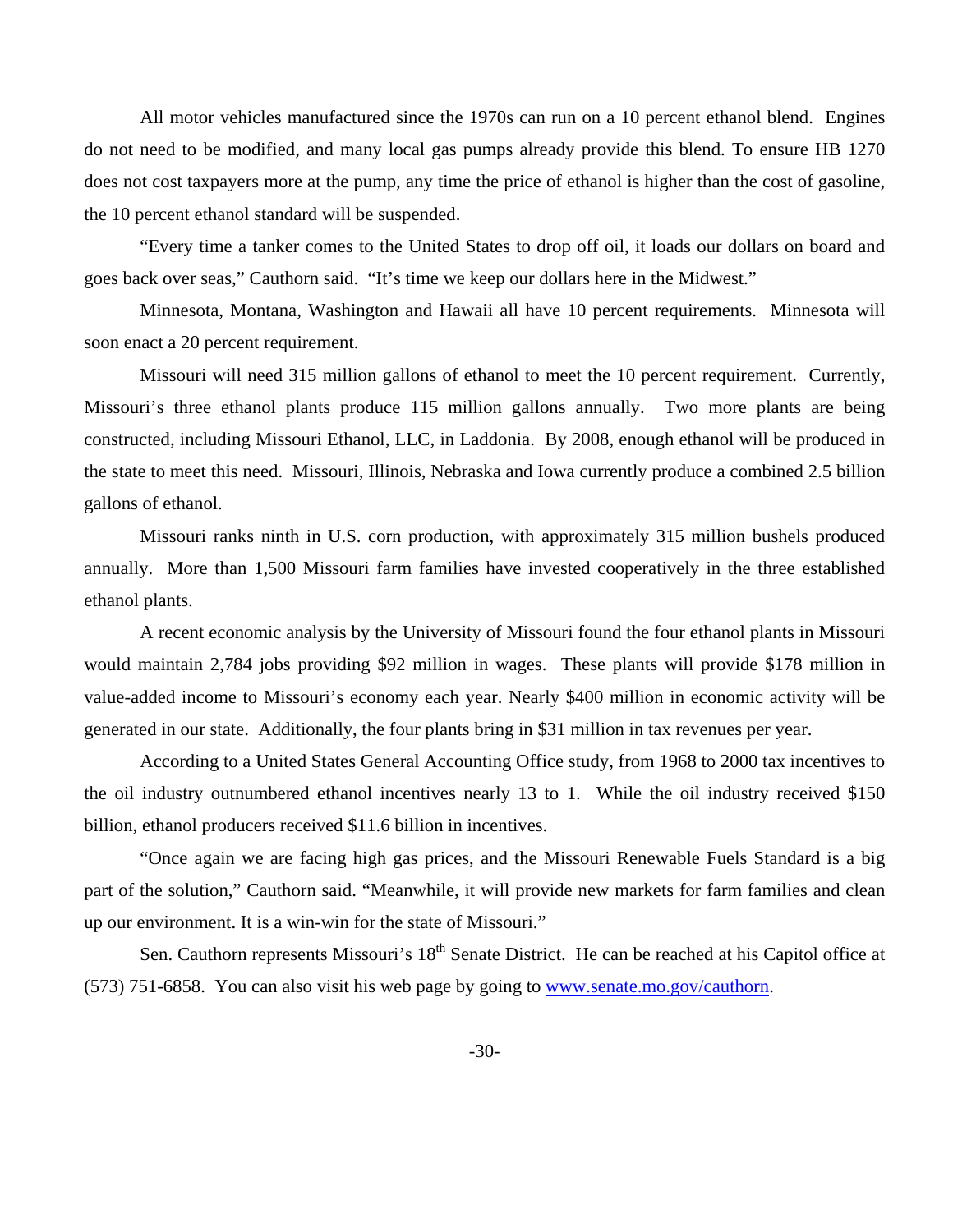All motor vehicles manufactured since the 1970s can run on a 10 percent ethanol blend. Engines do not need to be modified, and many local gas pumps already provide this blend. To ensure HB 1270 does not cost taxpayers more at the pump, any time the price of ethanol is higher than the cost of gasoline, the 10 percent ethanol standard will be suspended.

"Every time a tanker comes to the United States to drop off oil, it loads our dollars on board and goes back over seas," Cauthorn said. "It's time we keep our dollars here in the Midwest."

Minnesota, Montana, Washington and Hawaii all have 10 percent requirements. Minnesota will soon enact a 20 percent requirement.

Missouri will need 315 million gallons of ethanol to meet the 10 percent requirement. Currently, Missouri's three ethanol plants produce 115 million gallons annually. Two more plants are being constructed, including Missouri Ethanol, LLC, in Laddonia. By 2008, enough ethanol will be produced in the state to meet this need. Missouri, Illinois, Nebraska and Iowa currently produce a combined 2.5 billion gallons of ethanol.

Missouri ranks ninth in U.S. corn production, with approximately 315 million bushels produced annually. More than 1,500 Missouri farm families have invested cooperatively in the three established ethanol plants.

A recent economic analysis by the University of Missouri found the four ethanol plants in Missouri would maintain 2,784 jobs providing $92 million in wages. These plants will provide $178 million in value-added income to Missouri's economy each year. Nearly $400 million in economic activity will be generated in our state. Additionally, the four plants bring in $31 million in tax revenues per year.

According to a United States General Accounting Office study, from 1968 to 2000 tax incentives to the oil industry outnumbered ethanol incentives nearly 13 to 1. While the oil industry received $150 billion, ethanol producers received $11.6 billion in incentives.

"Once again we are facing high gas prices, and the Missouri Renewable Fuels Standard is a big part of the solution," Cauthorn said. "Meanwhile, it will provide new markets for farm families and clean up our environment. It is a win-win for the state of Missouri."

Sen. Cauthorn represents Missouri's 18th Senate District. He can be reached at his Capitol office at (573) 751-6858. You can also visit his web page by going to www.senate.mo.gov/cauthorn.

-30-